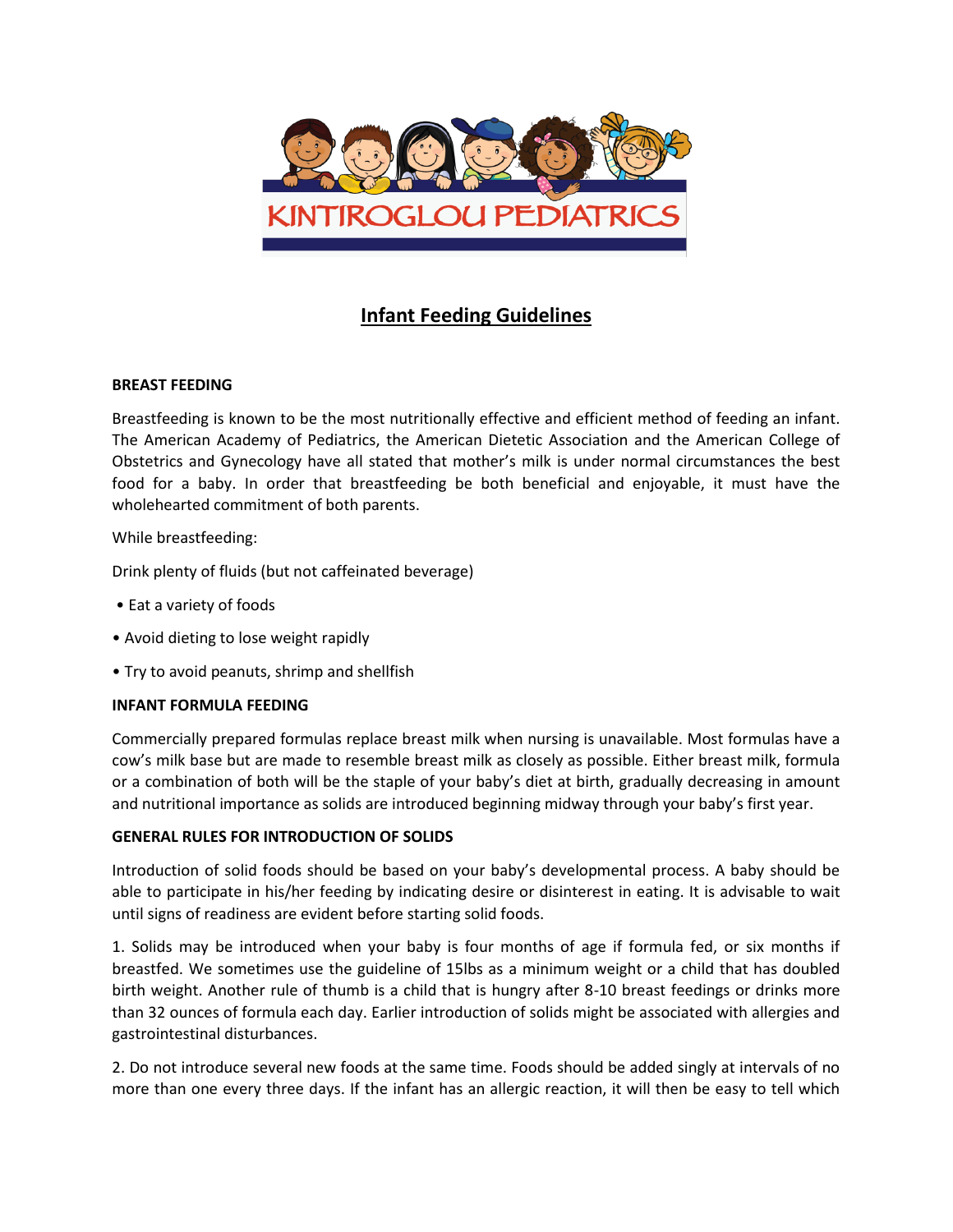KINTIROGLOU PEDIATRICS

# Infant Feeding Guidelines

**BREAST FEEDING**

Breastfeeding is known to be the most nutritionally effective and efficient method of feeding an infant. The American Academy of Pediatrics, the American Dietetic Association and the American College of Obstetrics and Gynecology have all stated that mother's milk is under normal circumstances the best food for a baby. In order that breastfeeding be both beneficial and enjoyable, it must have the wholehearted commitment of both parents.

While breastfeeding:

Drink plenty of fluids (but not caffeinated beverage)

- Eat a variety of foods
- Avoid dieting to lose weight rapidly
- Try to avoid peanuts, shrimp and shellfish

**INFANT FORMULA FEEDING**

Commercially prepared formulas replace breast milk when nursing is unavailable. Most formulas have a cow's milk base but are made to resemble breast milk as closely as possible. Either breast milk, formula or a combination of both will be the staple of your baby's diet at birth, gradually decreasing in amount and nutritional importance as solids are introduced beginning midway through your baby's first year.

**GENERAL RULES FOR INTRODUCTION OF SOLIDS**

Introduction of solid foods should be based on your baby's developmental process. A baby should be able to participate in his/her feeding by indicating desire or disinterest in eating. It is advisable to wait until signs of readiness are evident before starting solid foods.

1. Solids may be introduced when your baby is four months of age if formula fed, or six months if breastfed. We sometimes use the guideline of 15lbs as a minimum weight or a child that has doubled birth weight. Another rule of thumb is a child that is hungry after 8-10 breast feedings or drinks more than 32 ounces of formula each day. Earlier introduction of solids might be associated with allergies and gastrointestinal disturbances.

2. Do not introduce several new foods at the same time. Foods should be added singly at intervals of no more than one every three days. If the infant has an allergic reaction, it will then be easy to tell which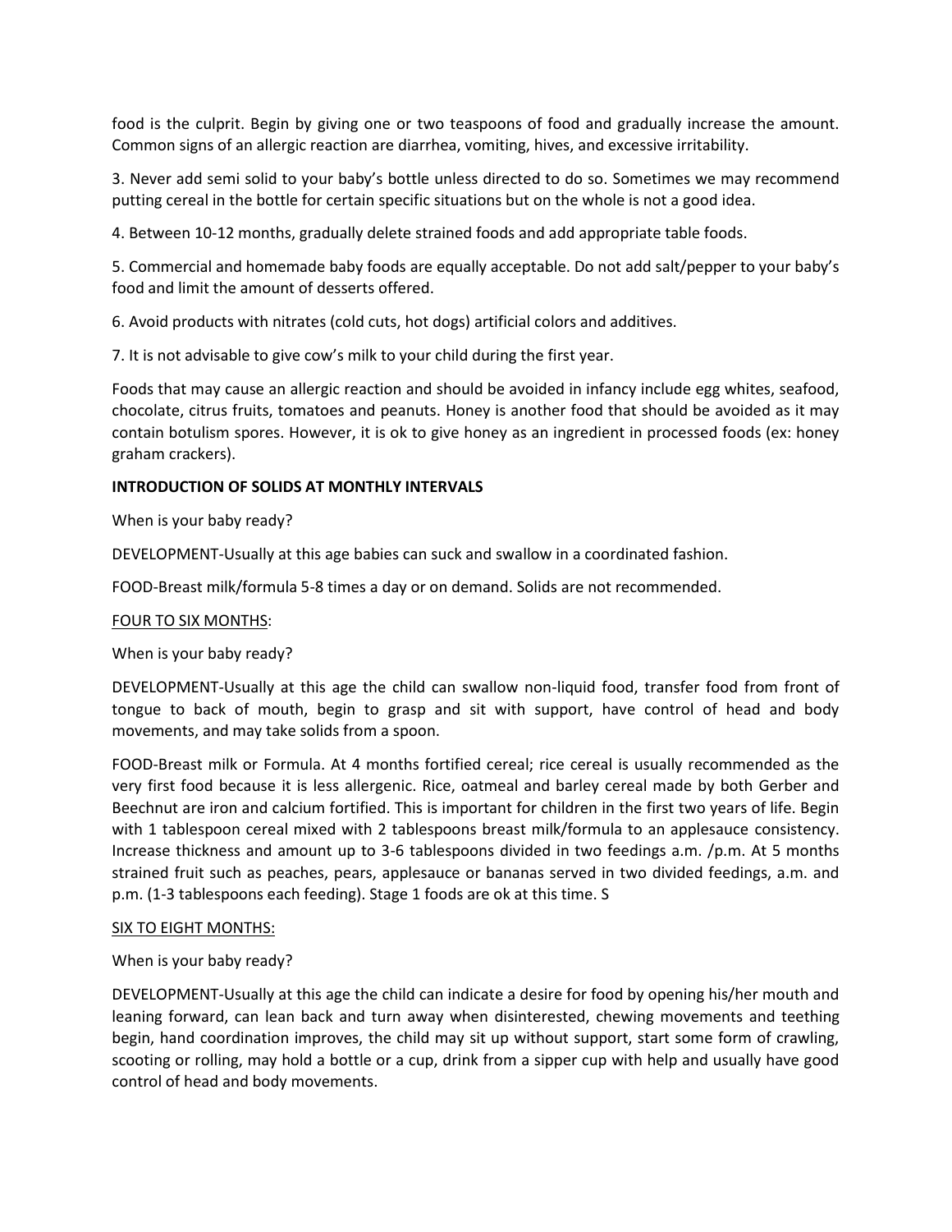food is the culprit. Begin by giving one or two teaspoons of food and gradually increase the amount. Common signs of an allergic reaction are diarrhea, vomiting, hives, and excessive irritability.

3. Never add semi solid to your baby's bottle unless directed to do so. Sometimes we may recommend putting cereal in the bottle for certain specific situations but on the whole is not a good idea.

4. Between 10-12 months, gradually delete strained foods and add appropriate table foods.

5. Commercial and homemade baby foods are equally acceptable. Do not add salt/pepper to your baby's food and limit the amount of desserts offered.

6. Avoid products with nitrates (cold cuts, hot dogs) artificial colors and additives.

7. It is not advisable to give cow's milk to your child during the first year.

Foods that may cause an allergic reaction and should be avoided in infancy include egg whites, seafood, chocolate, citrus fruits, tomatoes and peanuts. Honey is another food that should be avoided as it may contain botulism spores. However, it is ok to give honey as an ingredient in processed foods (ex: honey graham crackers).

**INTRODUCTION OF SOLIDS AT MONTHLY INTERVALS**

When is your baby ready?

DEVELOPMENT-Usually at this age babies can suck and swallow in a coordinated fashion.

FOOD-Breast milk/formula 5-8 times a day or on demand. Solids are not recommended.

<u>FOUR TO SIX MONTHS</u>:

When is your baby ready?

DEVELOPMENT-Usually at this age the child can swallow non-liquid food, transfer food from front of tongue to back of mouth, begin to grasp and sit with support, have control of head and body movements, and may take solids from a spoon.

FOOD-Breast milk or Formula. At 4 months fortified cereal; rice cereal is usually recommended as the very first food because it is less allergenic. Rice, oatmeal and barley cereal made by both Gerber and Beechnut are iron and calcium fortified. This is important for children in the first two years of life. Begin with 1 tablespoon cereal mixed with 2 tablespoons breast milk/formula to an applesauce consistency. Increase thickness and amount up to 3-6 tablespoons divided in two feedings a.m. /p.m. At 5 months strained fruit such as peaches, pears, applesauce or bananas served in two divided feedings, a.m. and p.m. (1-3 tablespoons each feeding). Stage 1 foods are ok at this time. S

<u>SIX TO EIGHT MONTHS:</u>

When is your baby ready?

DEVELOPMENT-Usually at this age the child can indicate a desire for food by opening his/her mouth and leaning forward, can lean back and turn away when disinterested, chewing movements and teething begin, hand coordination improves, the child may sit up without support, start some form of crawling, scooting or rolling, may hold a bottle or a cup, drink from a sipper cup with help and usually have good control of head and body movements.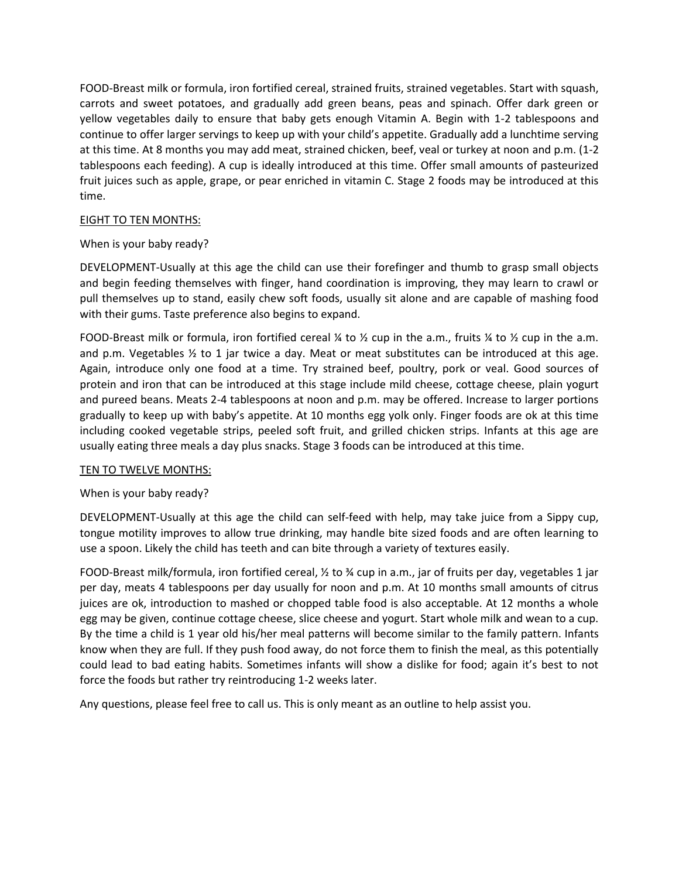FOOD-Breast milk or formula, iron fortified cereal, strained fruits, strained vegetables. Start with squash, carrots and sweet potatoes, and gradually add green beans, peas and spinach. Offer dark green or yellow vegetables daily to ensure that baby gets enough Vitamin A. Begin with 1-2 tablespoons and continue to offer larger servings to keep up with your child's appetite. Gradually add a lunchtime serving at this time. At 8 months you may add meat, strained chicken, beef, veal or turkey at noon and p.m. (1-2 tablespoons each feeding). A cup is ideally introduced at this time. Offer small amounts of pasteurized fruit juices such as apple, grape, or pear enriched in vitamin C. Stage 2 foods may be introduced at this time.

<u>EIGHT TO TEN MONTHS:</u>

When is your baby ready?

DEVELOPMENT-Usually at this age the child can use their forefinger and thumb to grasp small objects and begin feeding themselves with finger, hand coordination is improving, they may learn to crawl or pull themselves up to stand, easily chew soft foods, usually sit alone and are capable of mashing food with their gums. Taste preference also begins to expand.

FOOD-Breast milk or formula, iron fortified cereal ¼ to ½ cup in the a.m., fruits ¼ to ½ cup in the a.m. and p.m. Vegetables ½ to 1 jar twice a day. Meat or meat substitutes can be introduced at this age. Again, introduce only one food at a time. Try strained beef, poultry, pork or veal. Good sources of protein and iron that can be introduced at this stage include mild cheese, cottage cheese, plain yogurt and pureed beans. Meats 2-4 tablespoons at noon and p.m. may be offered. Increase to larger portions gradually to keep up with baby's appetite. At 10 months egg yolk only. Finger foods are ok at this time including cooked vegetable strips, peeled soft fruit, and grilled chicken strips. Infants at this age are usually eating three meals a day plus snacks. Stage 3 foods can be introduced at this time.

<u>TEN TO TWELVE MONTHS:</u>

When is your baby ready?

DEVELOPMENT-Usually at this age the child can self-feed with help, may take juice from a Sippy cup, tongue motility improves to allow true drinking, may handle bite sized foods and are often learning to use a spoon. Likely the child has teeth and can bite through a variety of textures easily.

FOOD-Breast milk/formula, iron fortified cereal, ½ to ¾ cup in a.m., jar of fruits per day, vegetables 1 jar per day, meats 4 tablespoons per day usually for noon and p.m. At 10 months small amounts of citrus juices are ok, introduction to mashed or chopped table food is also acceptable. At 12 months a whole egg may be given, continue cottage cheese, slice cheese and yogurt. Start whole milk and wean to a cup. By the time a child is 1 year old his/her meal patterns will become similar to the family pattern. Infants know when they are full. If they push food away, do not force them to finish the meal, as this potentially could lead to bad eating habits. Sometimes infants will show a dislike for food; again it's best to not force the foods but rather try reintroducing 1-2 weeks later.

Any questions, please feel free to call us. This is only meant as an outline to help assist you.